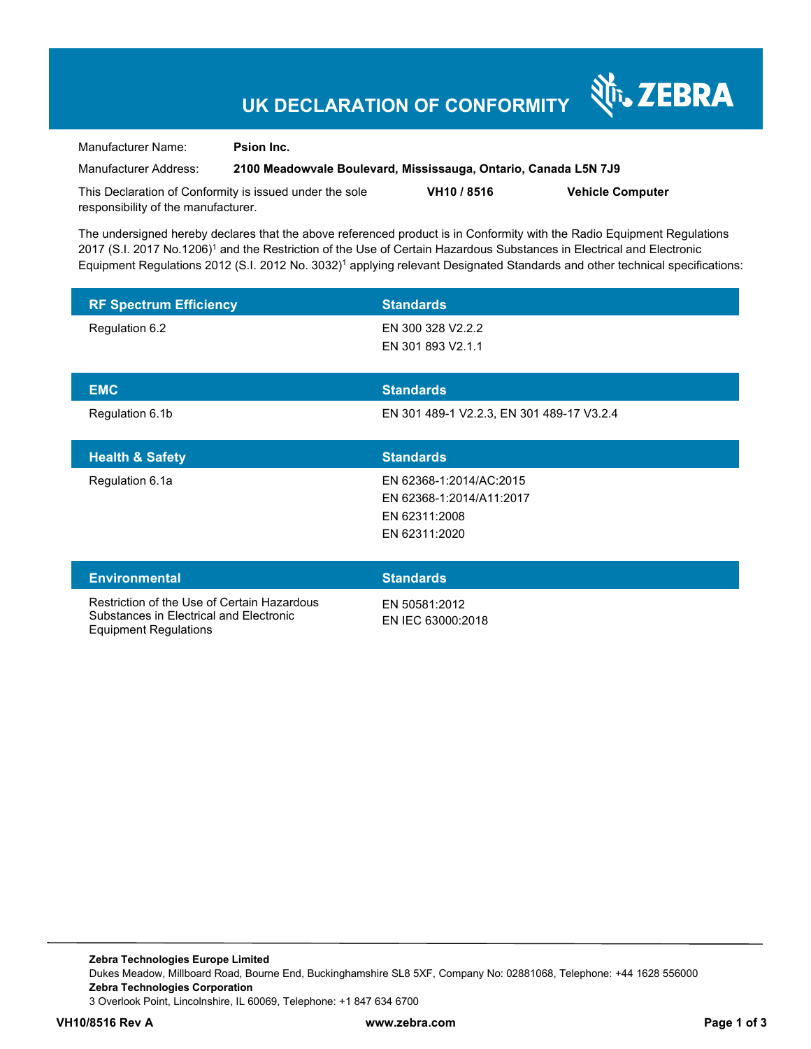# UK DECLARATION OF CONFORMITY

ZEBRA

Manufacturer Name: **Psion Inc.**

Manufacturer Address: **2100 Meadowvale Boulevard, Mississauga, Ontario, Canada L5N 7J9**

This Declaration of Conformity is issued under the sole responsibility of the manufacturer. **VH10 / 8516** **Vehicle Computer**

The undersigned hereby declares that the above referenced product is in Conformity with the Radio Equipment Regulations 2017 (S.I. 2017 No.1206)[1] and the Restriction of the Use of Certain Hazardous Substances in Electrical and Electronic Equipment Regulations 2012 (S.I. 2012 No. 3032)[1] applying relevant Designated Standards and other technical specifications:

| RF Spectrum Efficiency | Standards |
|---|---|
| Regulation 6.2 | EN 300 328 V2.2.2<br>EN 301 893 V2.1.1 |

| EMC | Standards |
|---|---|
| Regulation 6.1b | EN 301 489-1 V2.2.3, EN 301 489-17 V3.2.4 |

| Health & Safety | Standards |
|---|---|
| Regulation 6.1a | EN 62368-1:2014/AC:2015<br>EN 62368-1:2014/A11:2017<br>EN 62311:2008<br>EN 62311:2020 |

| Environmental | Standards |
|---|---|
| Restriction of the Use of Certain Hazardous Substances in Electrical and Electronic Equipment Regulations | EN 50581:2012<br>EN IEC 63000:2018 |

**Zebra Technologies Europe Limited**
Dukes Meadow, Millboard Road, Bourne End, Buckinghamshire SL8 5XF, Company No: 02881068, Telephone: +44 1628 556000
**Zebra Technologies Corporation**
3 Overlook Point, Lincolnshire, IL 60069, Telephone: +1 847 634 6700

**VH10/8516 Rev A** **www.zebra.com**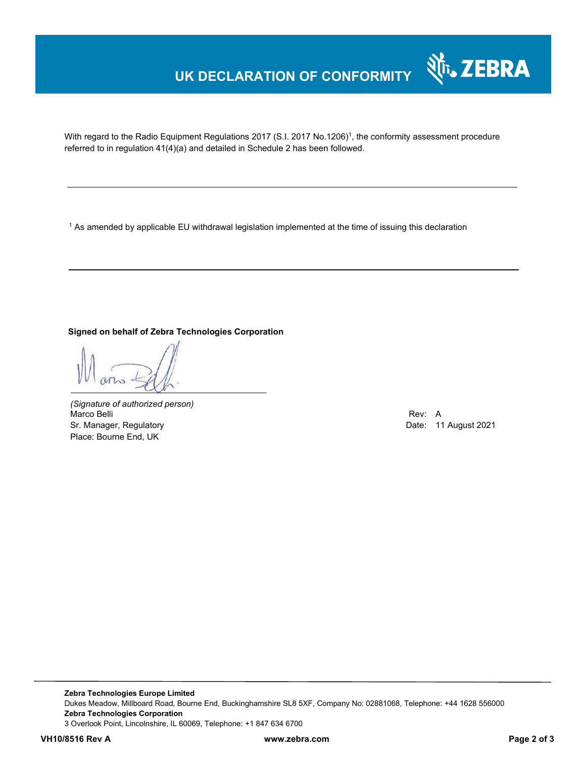# UK DECLARATION OF CONFORMITY

With regard to the Radio Equipment Regulations 2017 (S.I. 2017 No.1206)[1], the conformity assessment procedure referred to in regulation 41(4)(a) and detailed in Schedule 2 has been followed.

---

[1] As amended by applicable EU withdrawal legislation implemented at the time of issuing this declaration

---

**Signed on behalf of Zebra Technologies Corporation**

*(Signature of authorized person)*
Marco Belli
Sr. Manager, Regulatory
Place: Bourne End, UK

Rev: A
Date: 11 August 2021

---

**Zebra Technologies Europe Limited**
Dukes Meadow, Millboard Road, Bourne End, Buckinghamshire SL8 5XF, Company No: 02881068, Telephone: +44 1628 556000
**Zebra Technologies Corporation**
3 Overlook Point, Lincolnshire, IL 60069, Telephone: +1 847 634 6700

**VH10/8516 Rev A** **www.zebra.com**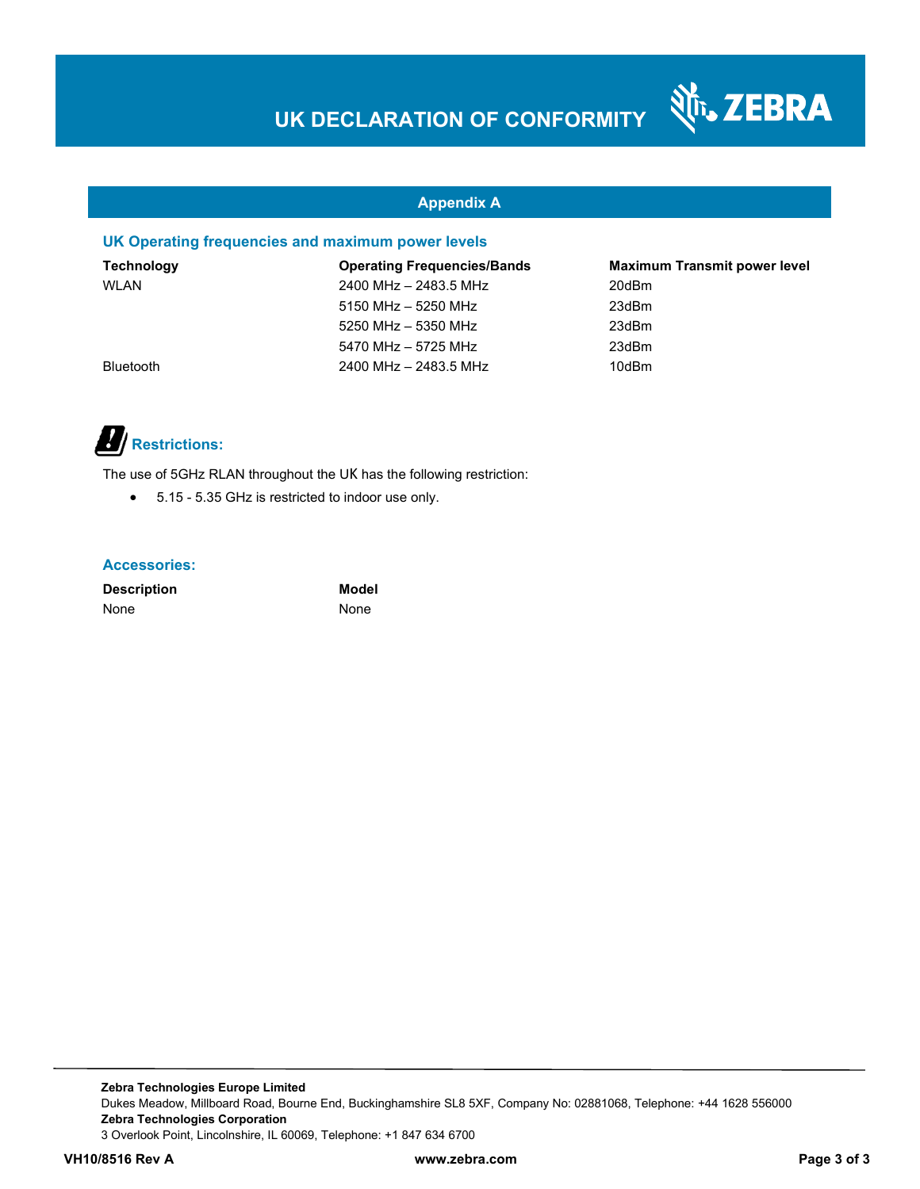# UK DECLARATION OF CONFORMITY

## Appendix A

### UK Operating frequencies and maximum power levels

| Technology | Operating Frequencies/Bands | Maximum Transmit power level |
|---|---|---|
| WLAN | 2400 MHz – 2483.5 MHz | 20dBm |
| | 5150 MHz – 5250 MHz | 23dBm |
| | 5250 MHz – 5350 MHz | 23dBm |
| | 5470 MHz – 5725 MHz | 23dBm |
| Bluetooth | 2400 MHz – 2483.5 MHz | 10dBm |

### Restrictions:

The use of 5GHz RLAN throughout the UK has the following restriction:

- 5.15 - 5.35 GHz is restricted to indoor use only.

### Accessories:

| Description | Model |
|---|---|
| None | None |

**Zebra Technologies Europe Limited**
Dukes Meadow, Millboard Road, Bourne End, Buckinghamshire SL8 5XF, Company No: 02881068, Telephone: +44 1628 556000
**Zebra Technologies Corporation**
3 Overlook Point, Lincolnshire, IL 60069, Telephone: +1 847 634 6700

**VH10/8516 Rev A** **www.zebra.com**